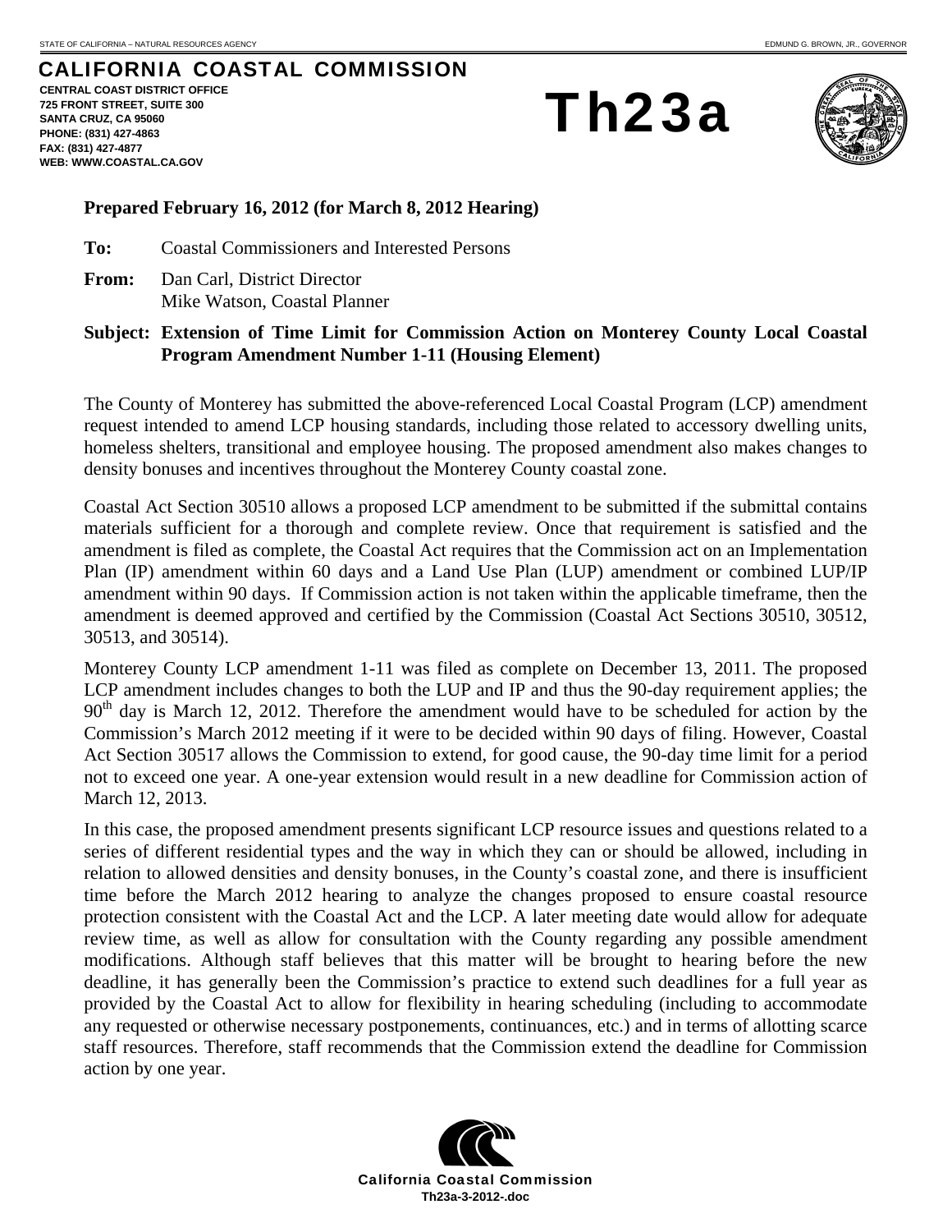STATE OF CALIFORNIA – NATURAL RESOURCES AGENCY

EDMUND G. BROWN, JR., GOVERNOR

# CALIFORNIA COASTAL COMMISSION

**CENTRAL COAST DISTRICT OFFICE**
**725 FRONT STREET, SUITE 300**
**SANTA CRUZ, CA 95060**
**PHONE: (831) 427-4863**
**FAX: (831) 427-4877**
**WEB: WWW.COASTAL.CA.GOV**

# Th23a

**Prepared February 16, 2012 (for March 8, 2012 Hearing)**

**To:** Coastal Commissioners and Interested Persons

**From:** Dan Carl, District Director
Mike Watson, Coastal Planner

**Subject: Extension of Time Limit for Commission Action on Monterey County Local Coastal Program Amendment Number 1-11 (Housing Element)**

The County of Monterey has submitted the above-referenced Local Coastal Program (LCP) amendment request intended to amend LCP housing standards, including those related to accessory dwelling units, homeless shelters, transitional and employee housing. The proposed amendment also makes changes to density bonuses and incentives throughout the Monterey County coastal zone.

Coastal Act Section 30510 allows a proposed LCP amendment to be submitted if the submittal contains materials sufficient for a thorough and complete review. Once that requirement is satisfied and the amendment is filed as complete, the Coastal Act requires that the Commission act on an Implementation Plan (IP) amendment within 60 days and a Land Use Plan (LUP) amendment or combined LUP/IP amendment within 90 days. If Commission action is not taken within the applicable timeframe, then the amendment is deemed approved and certified by the Commission (Coastal Act Sections 30510, 30512, 30513, and 30514).

Monterey County LCP amendment 1-11 was filed as complete on December 13, 2011. The proposed LCP amendment includes changes to both the LUP and IP and thus the 90-day requirement applies; the 90th day is March 12, 2012. Therefore the amendment would have to be scheduled for action by the Commission's March 2012 meeting if it were to be decided within 90 days of filing. However, Coastal Act Section 30517 allows the Commission to extend, for good cause, the 90-day time limit for a period not to exceed one year. A one-year extension would result in a new deadline for Commission action of March 12, 2013.

In this case, the proposed amendment presents significant LCP resource issues and questions related to a series of different residential types and the way in which they can or should be allowed, including in relation to allowed densities and density bonuses, in the County's coastal zone, and there is insufficient time before the March 2012 hearing to analyze the changes proposed to ensure coastal resource protection consistent with the Coastal Act and the LCP. A later meeting date would allow for adequate review time, as well as allow for consultation with the County regarding any possible amendment modifications. Although staff believes that this matter will be brought to hearing before the new deadline, it has generally been the Commission's practice to extend such deadlines for a full year as provided by the Coastal Act to allow for flexibility in hearing scheduling (including to accommodate any requested or otherwise necessary postponements, continuances, etc.) and in terms of allotting scarce staff resources. Therefore, staff recommends that the Commission extend the deadline for Commission action by one year.

California Coastal Commission
Th23a-3-2012-.doc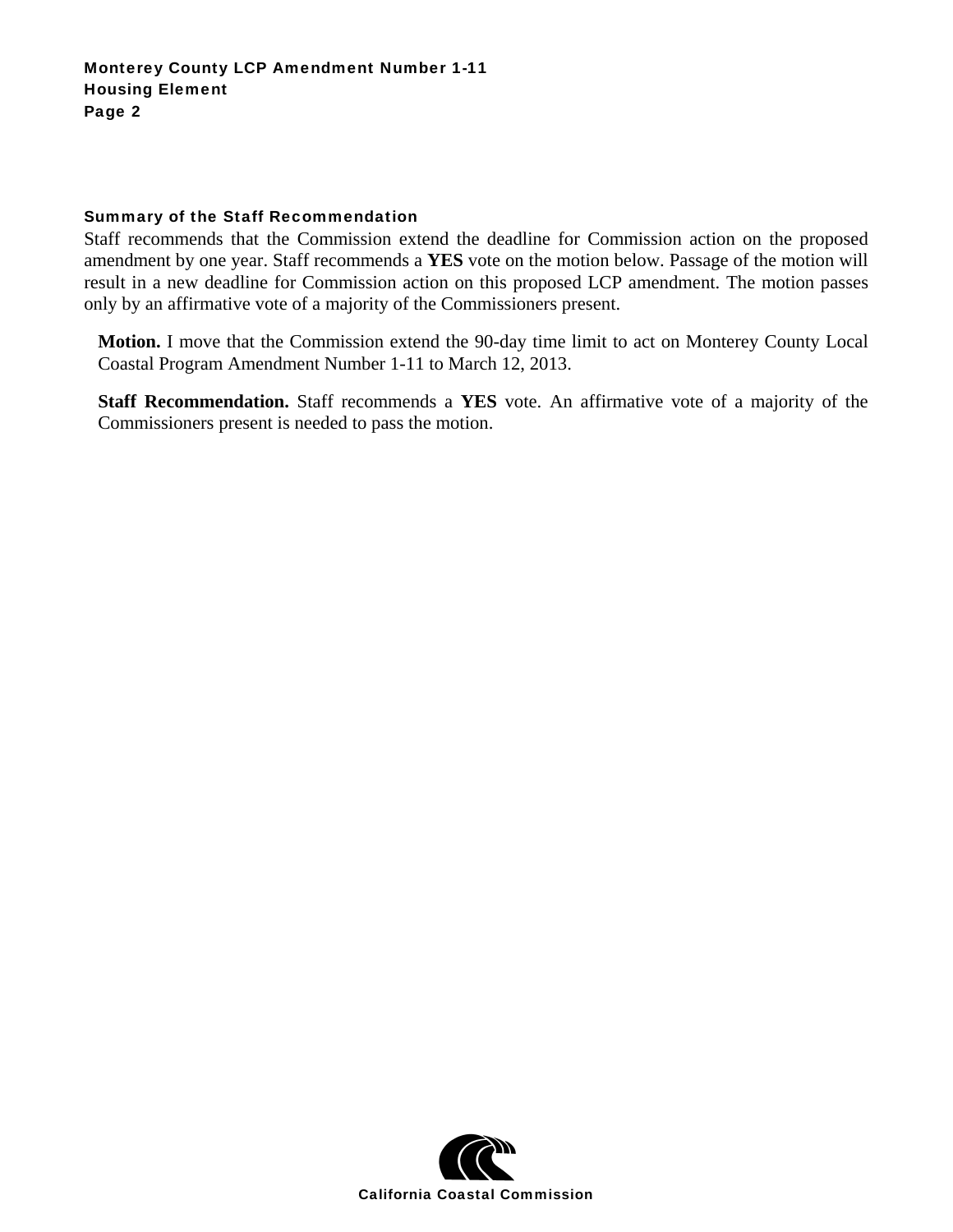### Summary of the Staff Recommendation

Staff recommends that the Commission extend the deadline for Commission action on the proposed amendment by one year. Staff recommends a **YES** vote on the motion below. Passage of the motion will result in a new deadline for Commission action on this proposed LCP amendment. The motion passes only by an affirmative vote of a majority of the Commissioners present.

**Motion.** I move that the Commission extend the 90-day time limit to act on Monterey County Local Coastal Program Amendment Number 1-11 to March 12, 2013.

**Staff Recommendation.** Staff recommends a **YES** vote. An affirmative vote of a majority of the Commissioners present is needed to pass the motion.